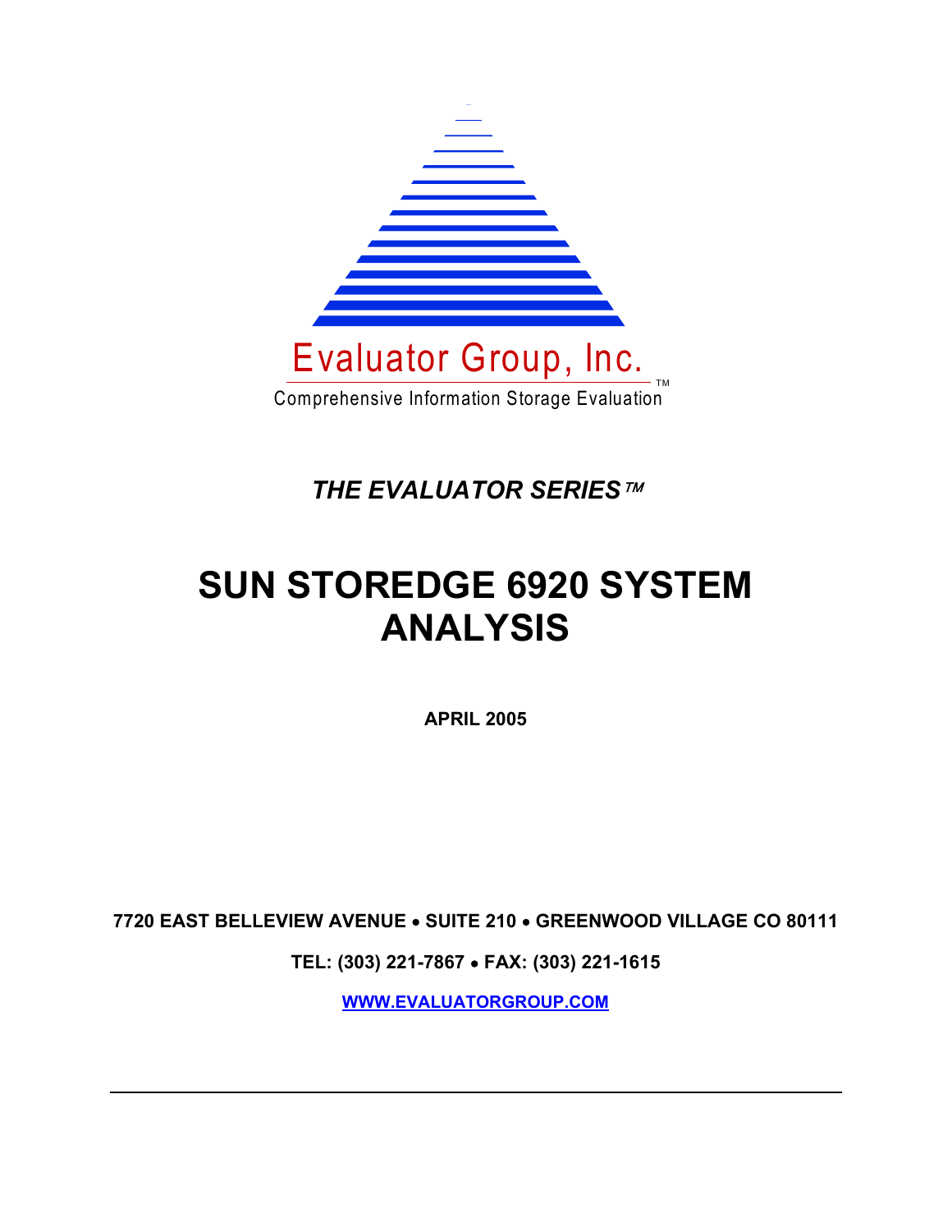Evaluator Group, Inc.™

Comprehensive Information Storage Evaluation

***THE EVALUATOR SERIES™***

# SUN STOREDGE 6920 SYSTEM ANALYSIS

**APRIL 2005**

**7720 EAST BELLEVIEW AVENUE • SUITE 210 • GREENWOOD VILLAGE CO 80111**

**TEL: (303) 221-7867 • FAX: (303) 221-1615**

**WWW.EVALUATORGROUP.COM**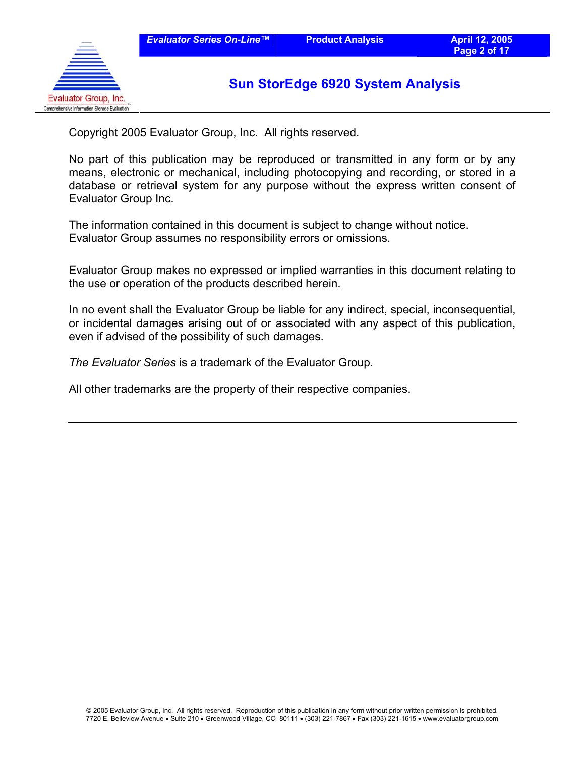Copyright 2005 Evaluator Group, Inc. All rights reserved.

No part of this publication may be reproduced or transmitted in any form or by any means, electronic or mechanical, including photocopying and recording, or stored in a database or retrieval system for any purpose without the express written consent of Evaluator Group Inc.

The information contained in this document is subject to change without notice. Evaluator Group assumes no responsibility errors or omissions.

Evaluator Group makes no expressed or implied warranties in this document relating to the use or operation of the products described herein.

In no event shall the Evaluator Group be liable for any indirect, special, inconsequential, or incidental damages arising out of or associated with any aspect of this publication, even if advised of the possibility of such damages.

*The Evaluator Series* is a trademark of the Evaluator Group.

All other trademarks are the property of their respective companies.

---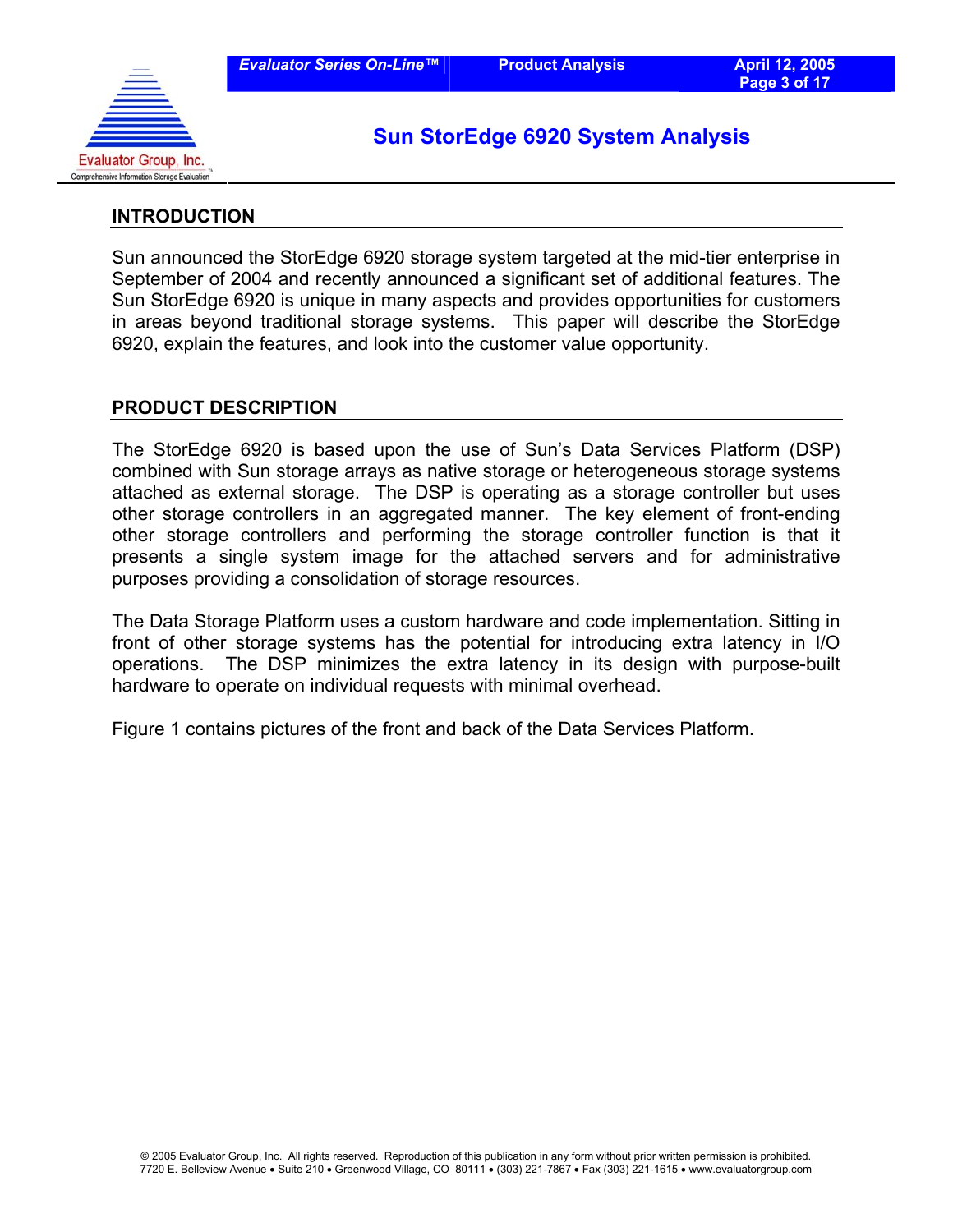## INTRODUCTION

Sun announced the StorEdge 6920 storage system targeted at the mid-tier enterprise in September of 2004 and recently announced a significant set of additional features. The Sun StorEdge 6920 is unique in many aspects and provides opportunities for customers in areas beyond traditional storage systems. This paper will describe the StorEdge 6920, explain the features, and look into the customer value opportunity.

## PRODUCT DESCRIPTION

The StorEdge 6920 is based upon the use of Sun's Data Services Platform (DSP) combined with Sun storage arrays as native storage or heterogeneous storage systems attached as external storage. The DSP is operating as a storage controller but uses other storage controllers in an aggregated manner. The key element of front-ending other storage controllers and performing the storage controller function is that it presents a single system image for the attached servers and for administrative purposes providing a consolidation of storage resources.

The Data Storage Platform uses a custom hardware and code implementation. Sitting in front of other storage systems has the potential for introducing extra latency in I/O operations. The DSP minimizes the extra latency in its design with purpose-built hardware to operate on individual requests with minimal overhead.

Figure 1 contains pictures of the front and back of the Data Services Platform.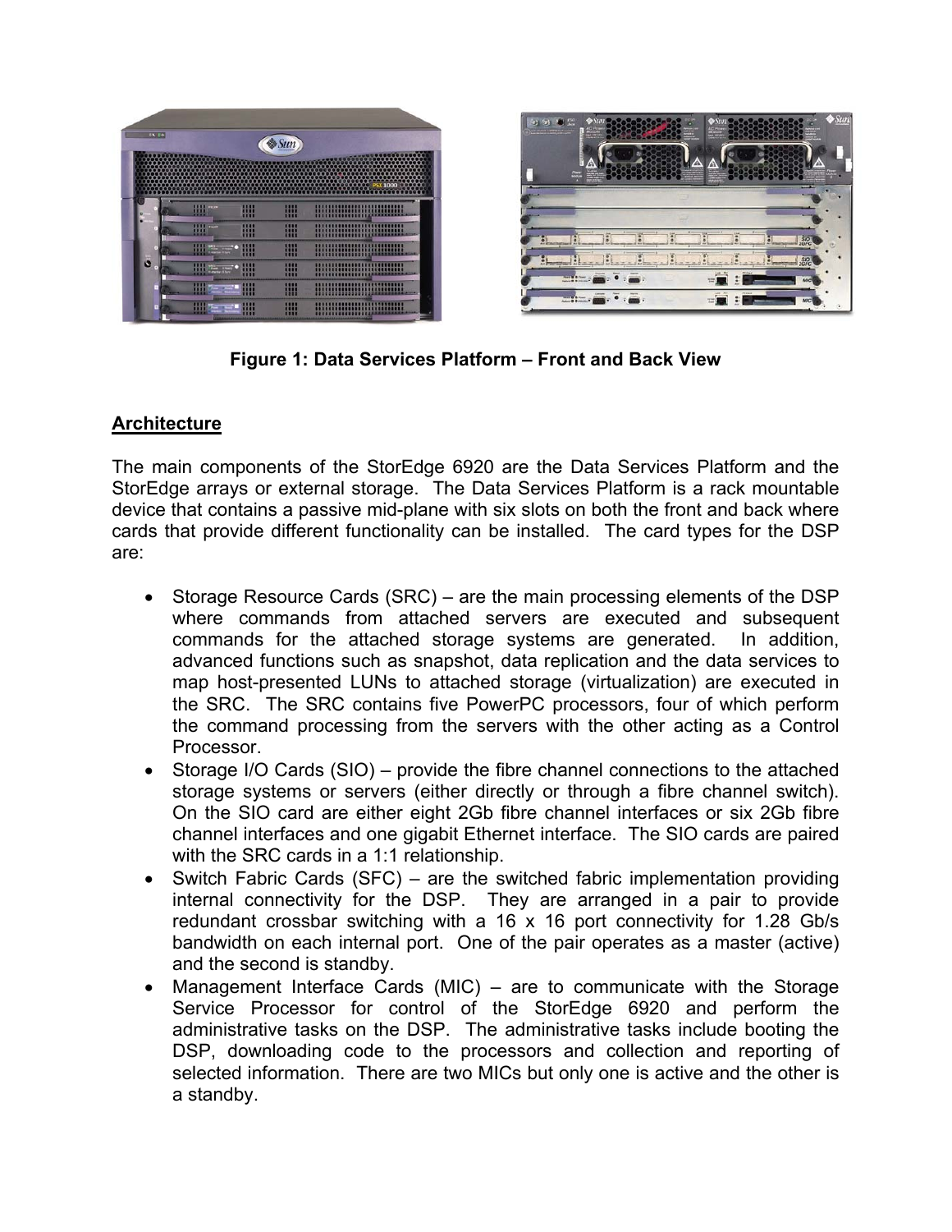**Figure 1: Data Services Platform – Front and Back View**

## Architecture

The main components of the StorEdge 6920 are the Data Services Platform and the StorEdge arrays or external storage. The Data Services Platform is a rack mountable device that contains a passive mid-plane with six slots on both the front and back where cards that provide different functionality can be installed. The card types for the DSP are:

- Storage Resource Cards (SRC) – are the main processing elements of the DSP where commands from attached servers are executed and subsequent commands for the attached storage systems are generated. In addition, advanced functions such as snapshot, data replication and the data services to map host-presented LUNs to attached storage (virtualization) are executed in the SRC. The SRC contains five PowerPC processors, four of which perform the command processing from the servers with the other acting as a Control Processor.
- Storage I/O Cards (SIO) – provide the fibre channel connections to the attached storage systems or servers (either directly or through a fibre channel switch). On the SIO card are either eight 2Gb fibre channel interfaces or six 2Gb fibre channel interfaces and one gigabit Ethernet interface. The SIO cards are paired with the SRC cards in a 1:1 relationship.
- Switch Fabric Cards (SFC) – are the switched fabric implementation providing internal connectivity for the DSP. They are arranged in a pair to provide redundant crossbar switching with a 16 x 16 port connectivity for 1.28 Gb/s bandwidth on each internal port. One of the pair operates as a master (active) and the second is standby.
- Management Interface Cards (MIC) – are to communicate with the Storage Service Processor for control of the StorEdge 6920 and perform the administrative tasks on the DSP. The administrative tasks include booting the DSP, downloading code to the processors and collection and reporting of selected information. There are two MICs but only one is active and the other is a standby.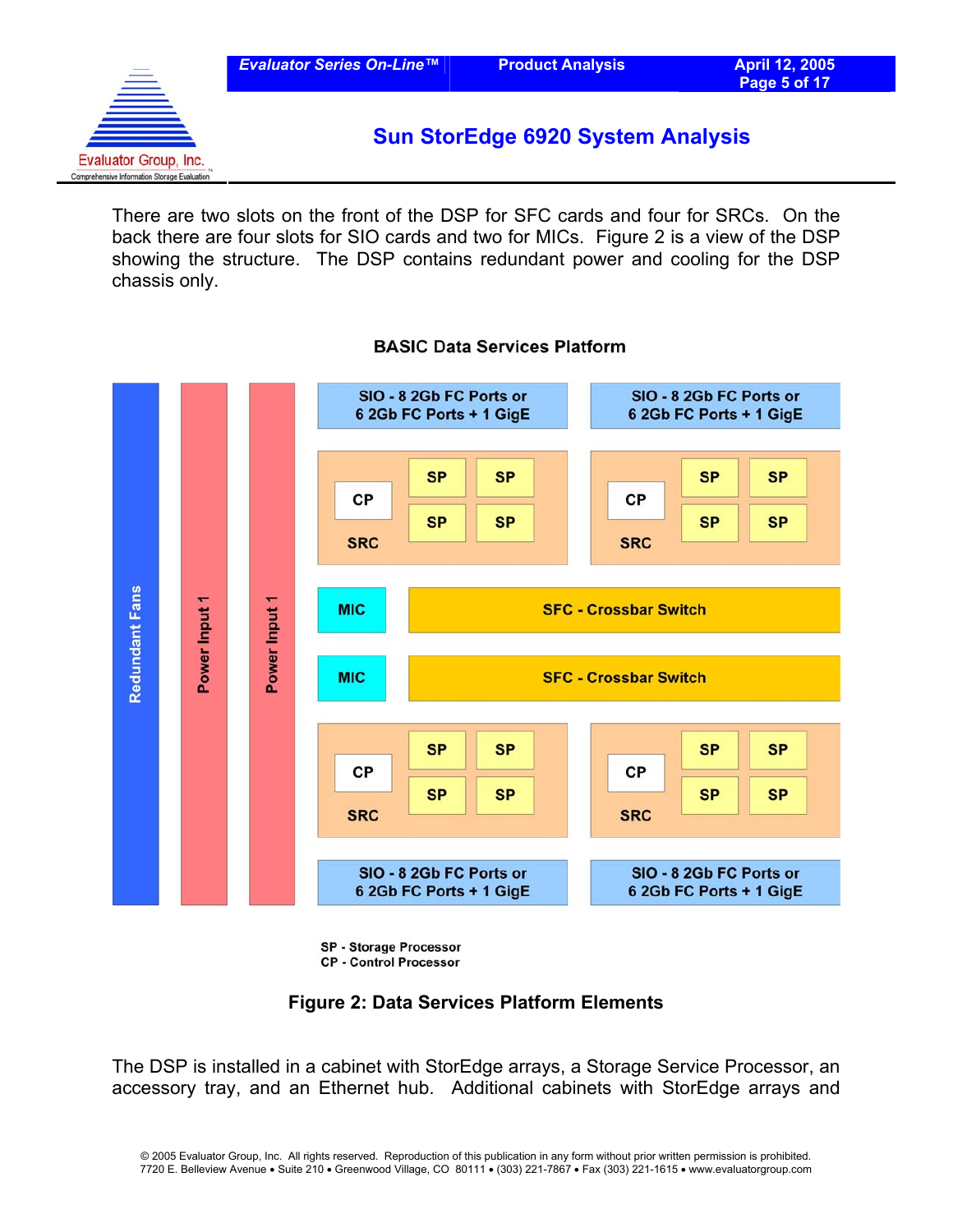There are two slots on the front of the DSP for SFC cards and four for SRCs. On the back there are four slots for SIO cards and two for MICs. Figure 2 is a view of the DSP showing the structure. The DSP contains redundant power and cooling for the DSP chassis only.

BASIC Data Services Platform

Redundant Fans

Power Input 1

Power Input 1

SIO - 8 2Gb FC Ports or 6 2Gb FC Ports + 1 GigE

SIO - 8 2Gb FC Ports or 6 2Gb FC Ports + 1 GigE

CP SP SP SP SP SRC

CP SP SP SP SP SRC

MIC SFC - Crossbar Switch

MIC SFC - Crossbar Switch

CP SP SP SP SP SRC

CP SP SP SP SP SRC

SIO - 8 2Gb FC Ports or 6 2Gb FC Ports + 1 GigE

SIO - 8 2Gb FC Ports or 6 2Gb FC Ports + 1 GigE

SP - Storage Processor
CP - Control Processor

**Figure 2: Data Services Platform Elements**

The DSP is installed in a cabinet with StorEdge arrays, a Storage Service Processor, an accessory tray, and an Ethernet hub. Additional cabinets with StorEdge arrays and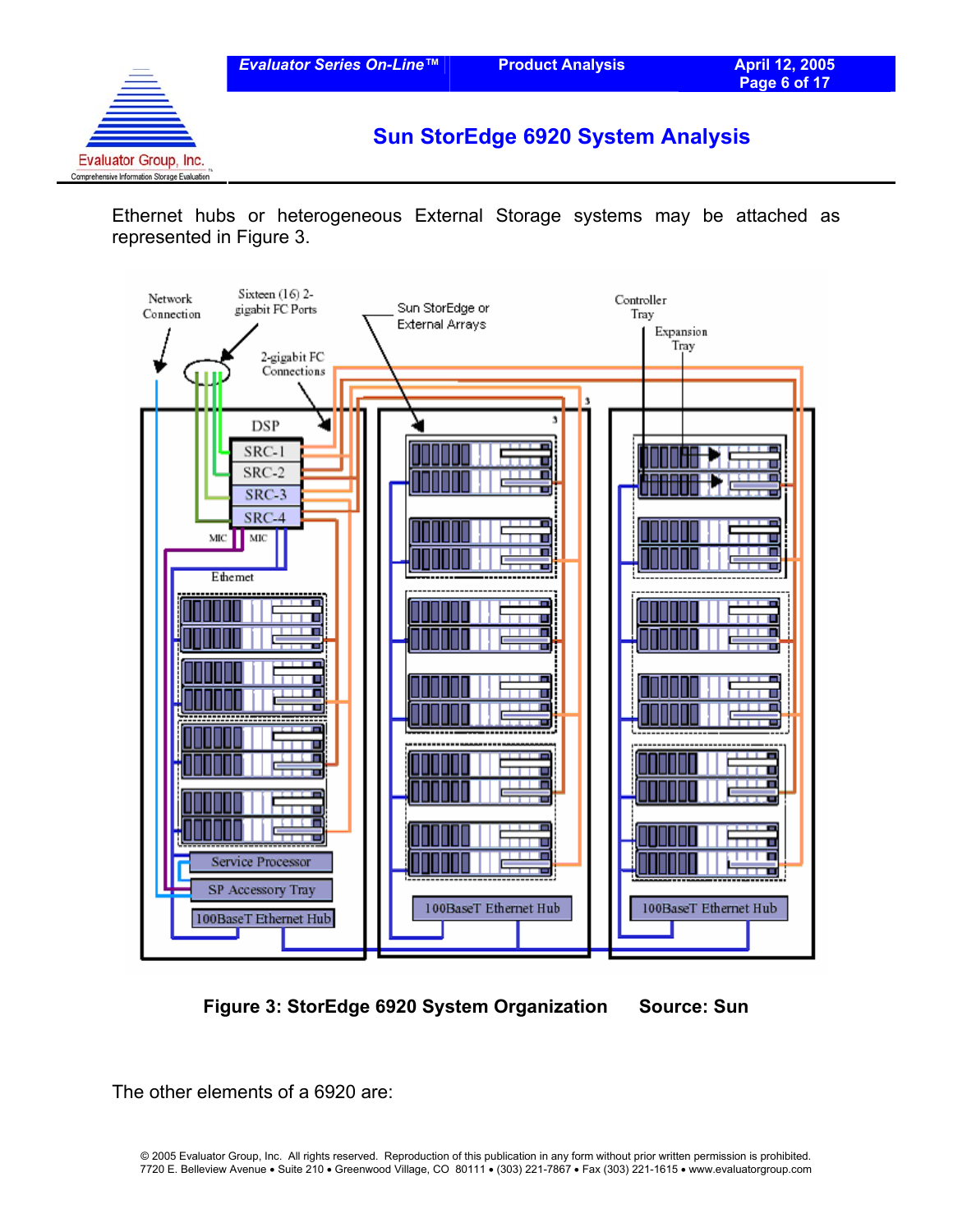Ethernet hubs or heterogeneous External Storage systems may be attached as represented in Figure 3.

**Figure 3: StorEdge 6920 System Organization Source: Sun**

The other elements of a 6920 are: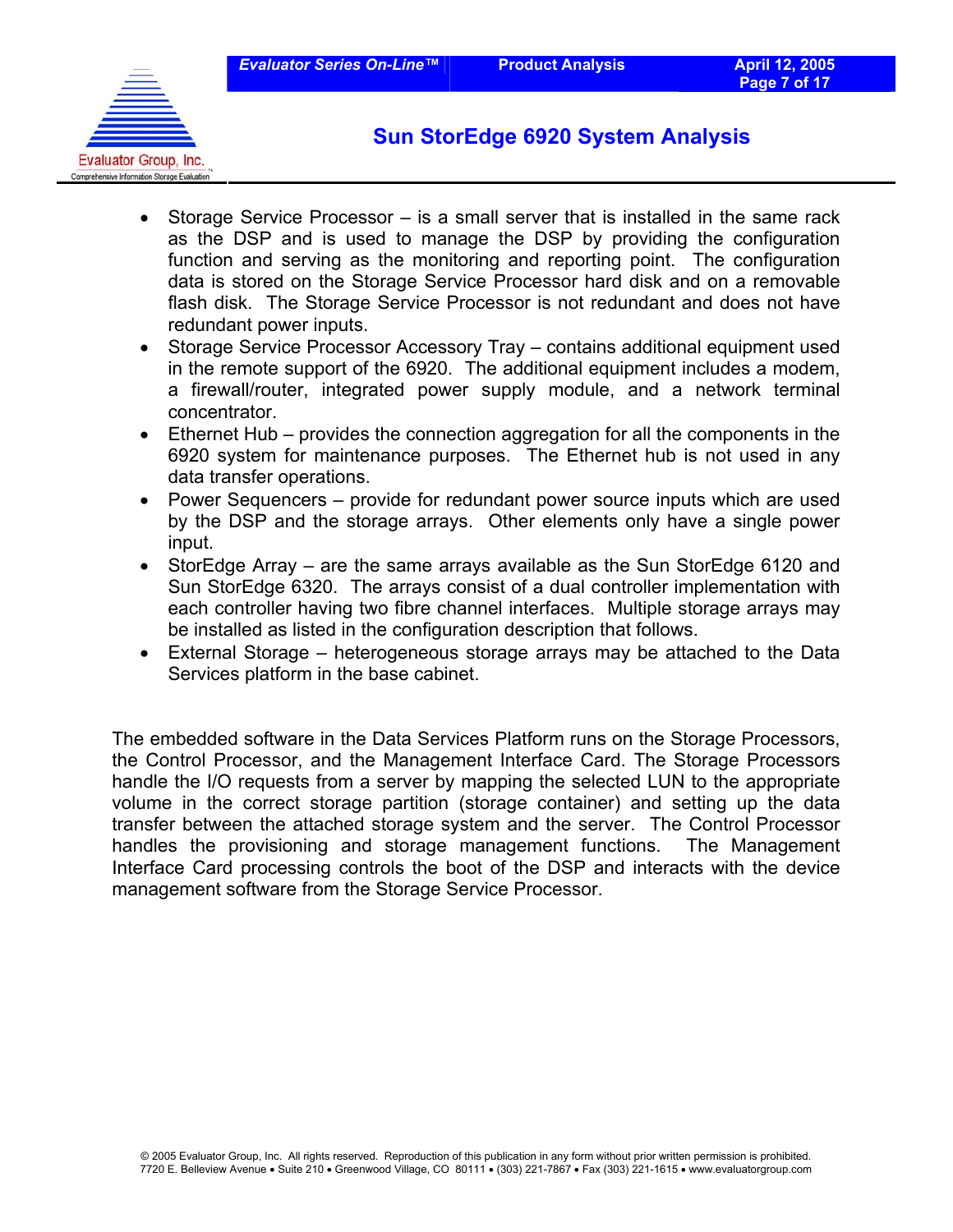- Storage Service Processor – is a small server that is installed in the same rack as the DSP and is used to manage the DSP by providing the configuration function and serving as the monitoring and reporting point. The configuration data is stored on the Storage Service Processor hard disk and on a removable flash disk. The Storage Service Processor is not redundant and does not have redundant power inputs.
- Storage Service Processor Accessory Tray – contains additional equipment used in the remote support of the 6920. The additional equipment includes a modem, a firewall/router, integrated power supply module, and a network terminal concentrator.
- Ethernet Hub – provides the connection aggregation for all the components in the 6920 system for maintenance purposes. The Ethernet hub is not used in any data transfer operations.
- Power Sequencers – provide for redundant power source inputs which are used by the DSP and the storage arrays. Other elements only have a single power input.
- StorEdge Array – are the same arrays available as the Sun StorEdge 6120 and Sun StorEdge 6320. The arrays consist of a dual controller implementation with each controller having two fibre channel interfaces. Multiple storage arrays may be installed as listed in the configuration description that follows.
- External Storage – heterogeneous storage arrays may be attached to the Data Services platform in the base cabinet.

The embedded software in the Data Services Platform runs on the Storage Processors, the Control Processor, and the Management Interface Card. The Storage Processors handle the I/O requests from a server by mapping the selected LUN to the appropriate volume in the correct storage partition (storage container) and setting up the data transfer between the attached storage system and the server. The Control Processor handles the provisioning and storage management functions. The Management Interface Card processing controls the boot of the DSP and interacts with the device management software from the Storage Service Processor.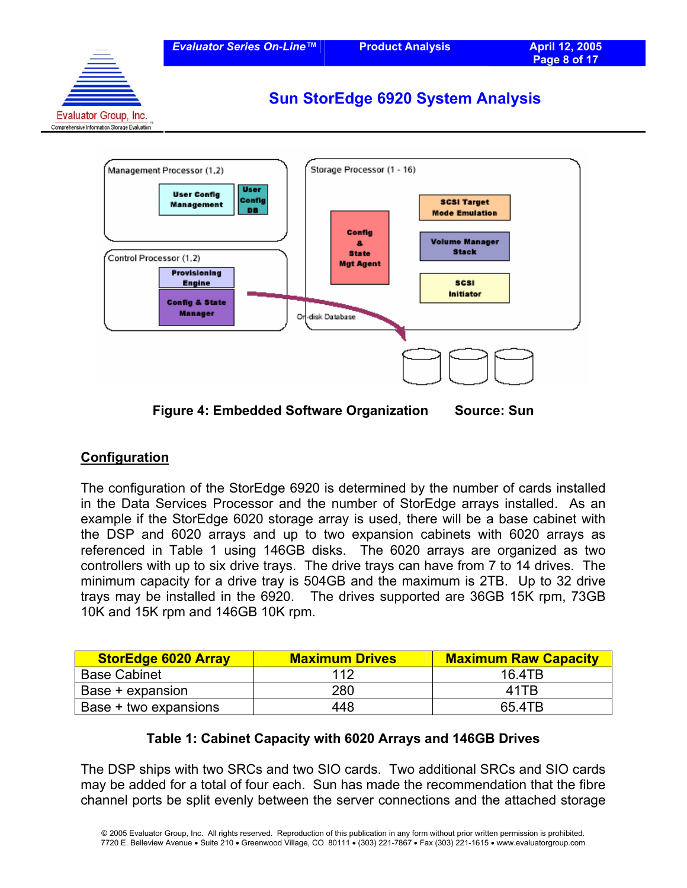## Sun StorEdge 6920 System Analysis

**Figure 4: Embedded Software Organization Source: Sun**

### Configuration

The configuration of the StorEdge 6920 is determined by the number of cards installed in the Data Services Processor and the number of StorEdge arrays installed. As an example if the StorEdge 6020 storage array is used, there will be a base cabinet with the DSP and 6020 arrays and up to two expansion cabinets with 6020 arrays as referenced in Table 1 using 146GB disks. The 6020 arrays are organized as two controllers with up to six drive trays. The drive trays can have from 7 to 14 drives. The minimum capacity for a drive tray is 504GB and the maximum is 2TB. Up to 32 drive trays may be installed in the 6920. The drives supported are 36GB 15K rpm, 73GB 10K and 15K rpm and 146GB 10K rpm.

| StorEdge 6020 Array | Maximum Drives | Maximum Raw Capacity |
|---|---|---|
| Base Cabinet | 112 | 16.4TB |
| Base + expansion | 280 | 41TB |
| Base + two expansions | 448 | 65.4TB |

**Table 1: Cabinet Capacity with 6020 Arrays and 146GB Drives**

The DSP ships with two SRCs and two SIO cards. Two additional SRCs and SIO cards may be added for a total of four each. Sun has made the recommendation that the fibre channel ports be split evenly between the server connections and the attached storage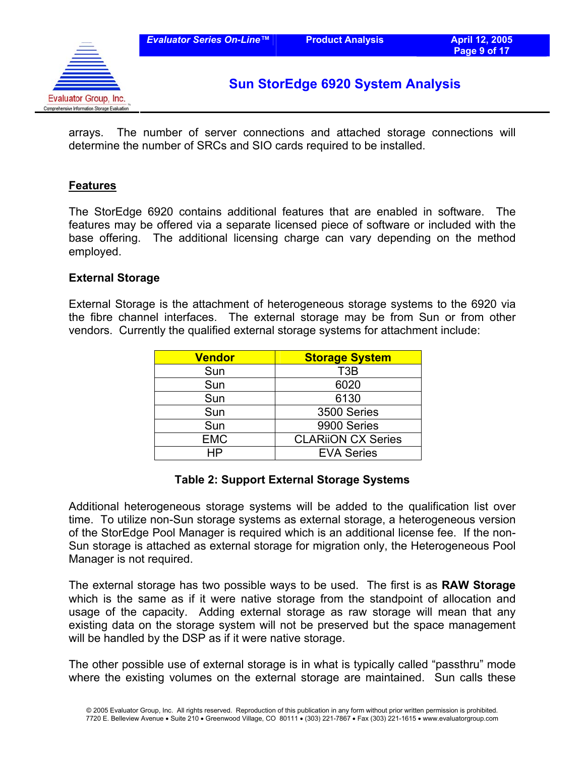arrays. The number of server connections and attached storage connections will determine the number of SRCs and SIO cards required to be installed.

## Features

The StorEdge 6920 contains additional features that are enabled in software. The features may be offered via a separate licensed piece of software or included with the base offering. The additional licensing charge can vary depending on the method employed.

### External Storage

External Storage is the attachment of heterogeneous storage systems to the 6920 via the fibre channel interfaces. The external storage may be from Sun or from other vendors. Currently the qualified external storage systems for attachment include:

| Vendor | Storage System |
|---|---|
| Sun | T3B |
| Sun | 6020 |
| Sun | 6130 |
| Sun | 3500 Series |
| Sun | 9900 Series |
| EMC | CLARiiON CX Series |
| HP | EVA Series |

**Table 2: Support External Storage Systems**

Additional heterogeneous storage systems will be added to the qualification list over time. To utilize non-Sun storage systems as external storage, a heterogeneous version of the StorEdge Pool Manager is required which is an additional license fee. If the non-Sun storage is attached as external storage for migration only, the Heterogeneous Pool Manager is not required.

The external storage has two possible ways to be used. The first is as **RAW Storage** which is the same as if it were native storage from the standpoint of allocation and usage of the capacity. Adding external storage as raw storage will mean that any existing data on the storage system will not be preserved but the space management will be handled by the DSP as if it were native storage.

The other possible use of external storage is in what is typically called "passthru" mode where the existing volumes on the external storage are maintained. Sun calls these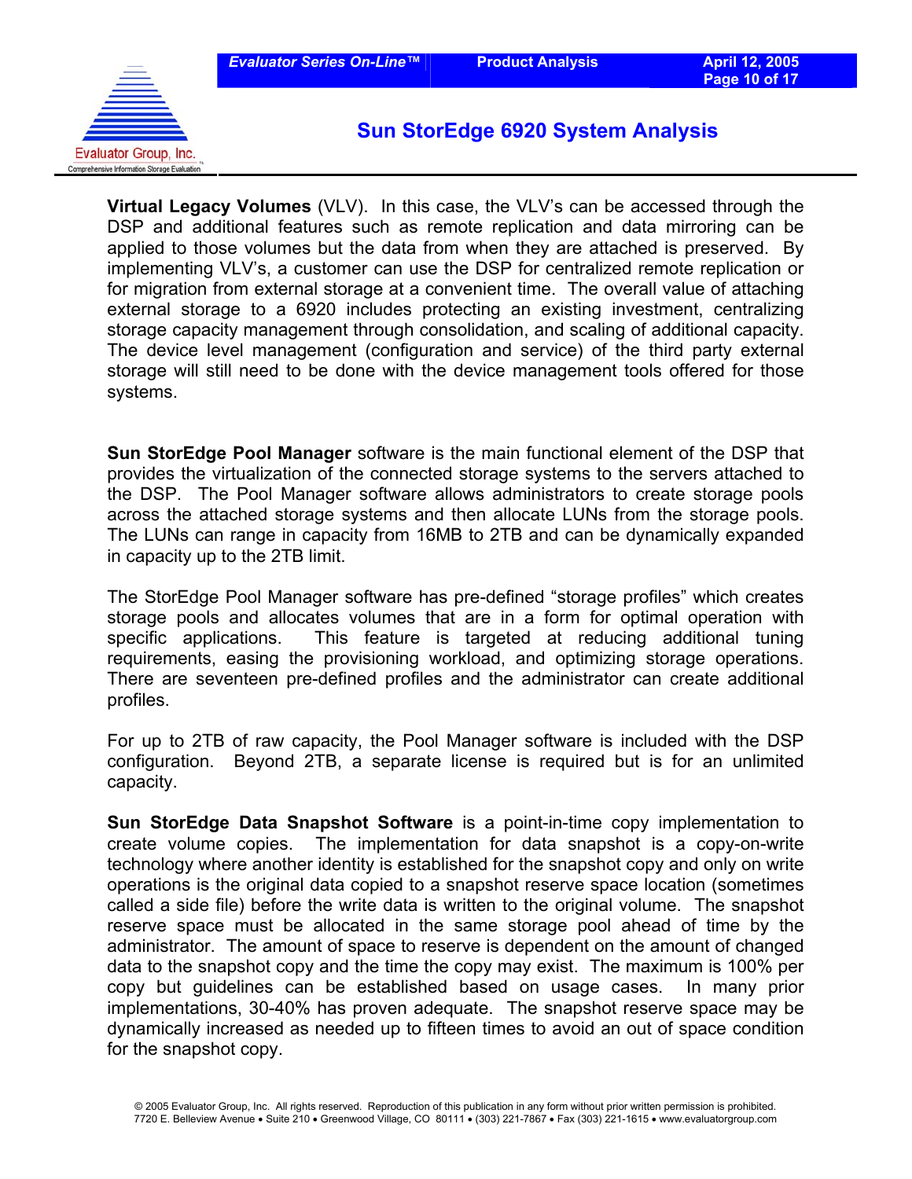**Virtual Legacy Volumes** (VLV). In this case, the VLV's can be accessed through the DSP and additional features such as remote replication and data mirroring can be applied to those volumes but the data from when they are attached is preserved. By implementing VLV's, a customer can use the DSP for centralized remote replication or for migration from external storage at a convenient time. The overall value of attaching external storage to a 6920 includes protecting an existing investment, centralizing storage capacity management through consolidation, and scaling of additional capacity. The device level management (configuration and service) of the third party external storage will still need to be done with the device management tools offered for those systems.

**Sun StorEdge Pool Manager** software is the main functional element of the DSP that provides the virtualization of the connected storage systems to the servers attached to the DSP. The Pool Manager software allows administrators to create storage pools across the attached storage systems and then allocate LUNs from the storage pools. The LUNs can range in capacity from 16MB to 2TB and can be dynamically expanded in capacity up to the 2TB limit.

The StorEdge Pool Manager software has pre-defined "storage profiles" which creates storage pools and allocates volumes that are in a form for optimal operation with specific applications. This feature is targeted at reducing additional tuning requirements, easing the provisioning workload, and optimizing storage operations. There are seventeen pre-defined profiles and the administrator can create additional profiles.

For up to 2TB of raw capacity, the Pool Manager software is included with the DSP configuration. Beyond 2TB, a separate license is required but is for an unlimited capacity.

**Sun StorEdge Data Snapshot Software** is a point-in-time copy implementation to create volume copies. The implementation for data snapshot is a copy-on-write technology where another identity is established for the snapshot copy and only on write operations is the original data copied to a snapshot reserve space location (sometimes called a side file) before the write data is written to the original volume. The snapshot reserve space must be allocated in the same storage pool ahead of time by the administrator. The amount of space to reserve is dependent on the amount of changed data to the snapshot copy and the time the copy may exist. The maximum is 100% per copy but guidelines can be established based on usage cases. In many prior implementations, 30-40% has proven adequate. The snapshot reserve space may be dynamically increased as needed up to fifteen times to avoid an out of space condition for the snapshot copy.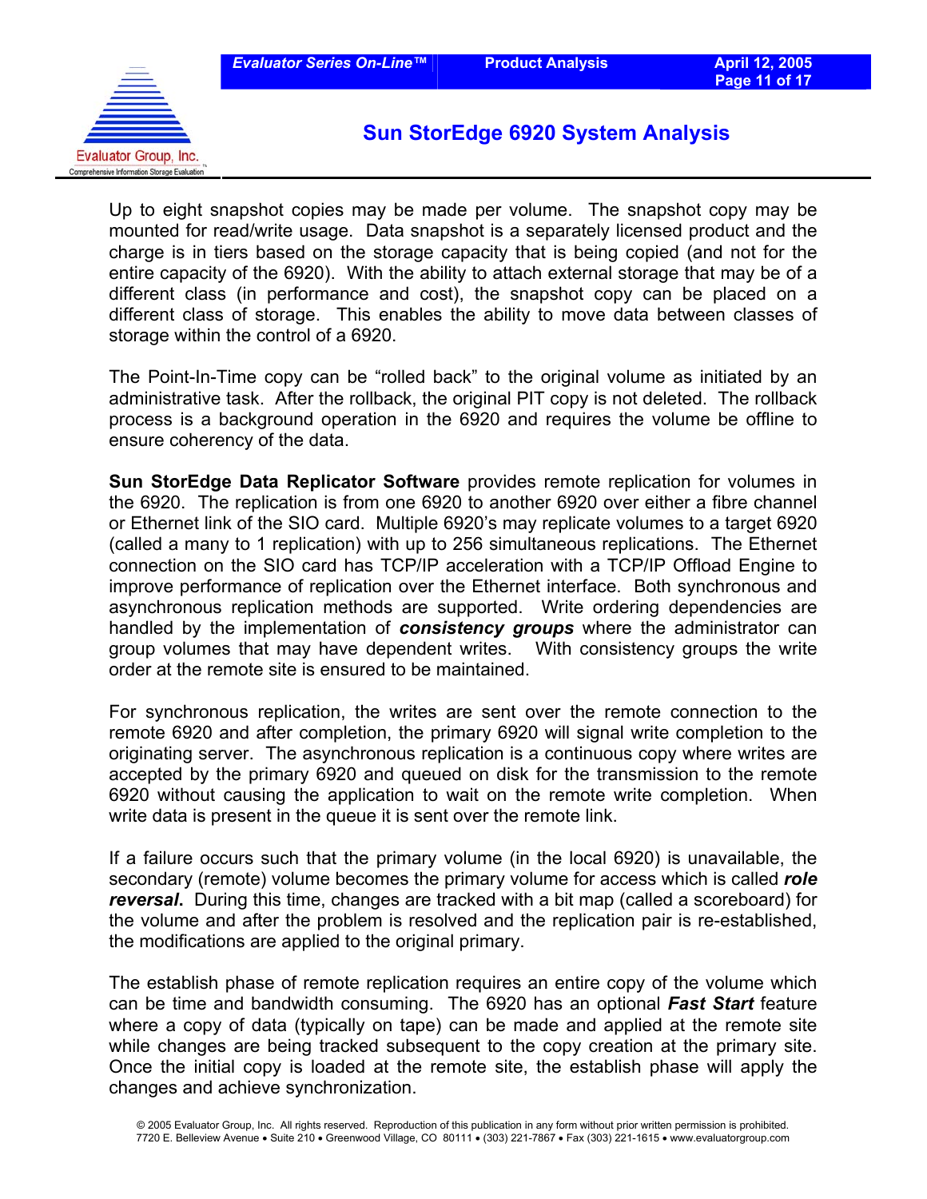Up to eight snapshot copies may be made per volume. The snapshot copy may be mounted for read/write usage. Data snapshot is a separately licensed product and the charge is in tiers based on the storage capacity that is being copied (and not for the entire capacity of the 6920). With the ability to attach external storage that may be of a different class (in performance and cost), the snapshot copy can be placed on a different class of storage. This enables the ability to move data between classes of storage within the control of a 6920.

The Point-In-Time copy can be "rolled back" to the original volume as initiated by an administrative task. After the rollback, the original PIT copy is not deleted. The rollback process is a background operation in the 6920 and requires the volume be offline to ensure coherency of the data.

**Sun StorEdge Data Replicator Software** provides remote replication for volumes in the 6920. The replication is from one 6920 to another 6920 over either a fibre channel or Ethernet link of the SIO card. Multiple 6920's may replicate volumes to a target 6920 (called a many to 1 replication) with up to 256 simultaneous replications. The Ethernet connection on the SIO card has TCP/IP acceleration with a TCP/IP Offload Engine to improve performance of replication over the Ethernet interface. Both synchronous and asynchronous replication methods are supported. Write ordering dependencies are handled by the implementation of ***consistency groups*** where the administrator can group volumes that may have dependent writes. With consistency groups the write order at the remote site is ensured to be maintained.

For synchronous replication, the writes are sent over the remote connection to the remote 6920 and after completion, the primary 6920 will signal write completion to the originating server. The asynchronous replication is a continuous copy where writes are accepted by the primary 6920 and queued on disk for the transmission to the remote 6920 without causing the application to wait on the remote write completion. When write data is present in the queue it is sent over the remote link.

If a failure occurs such that the primary volume (in the local 6920) is unavailable, the secondary (remote) volume becomes the primary volume for access which is called ***role reversal***. During this time, changes are tracked with a bit map (called a scoreboard) for the volume and after the problem is resolved and the replication pair is re-established, the modifications are applied to the original primary.

The establish phase of remote replication requires an entire copy of the volume which can be time and bandwidth consuming. The 6920 has an optional ***Fast Start*** feature where a copy of data (typically on tape) can be made and applied at the remote site while changes are being tracked subsequent to the copy creation at the primary site. Once the initial copy is loaded at the remote site, the establish phase will apply the changes and achieve synchronization.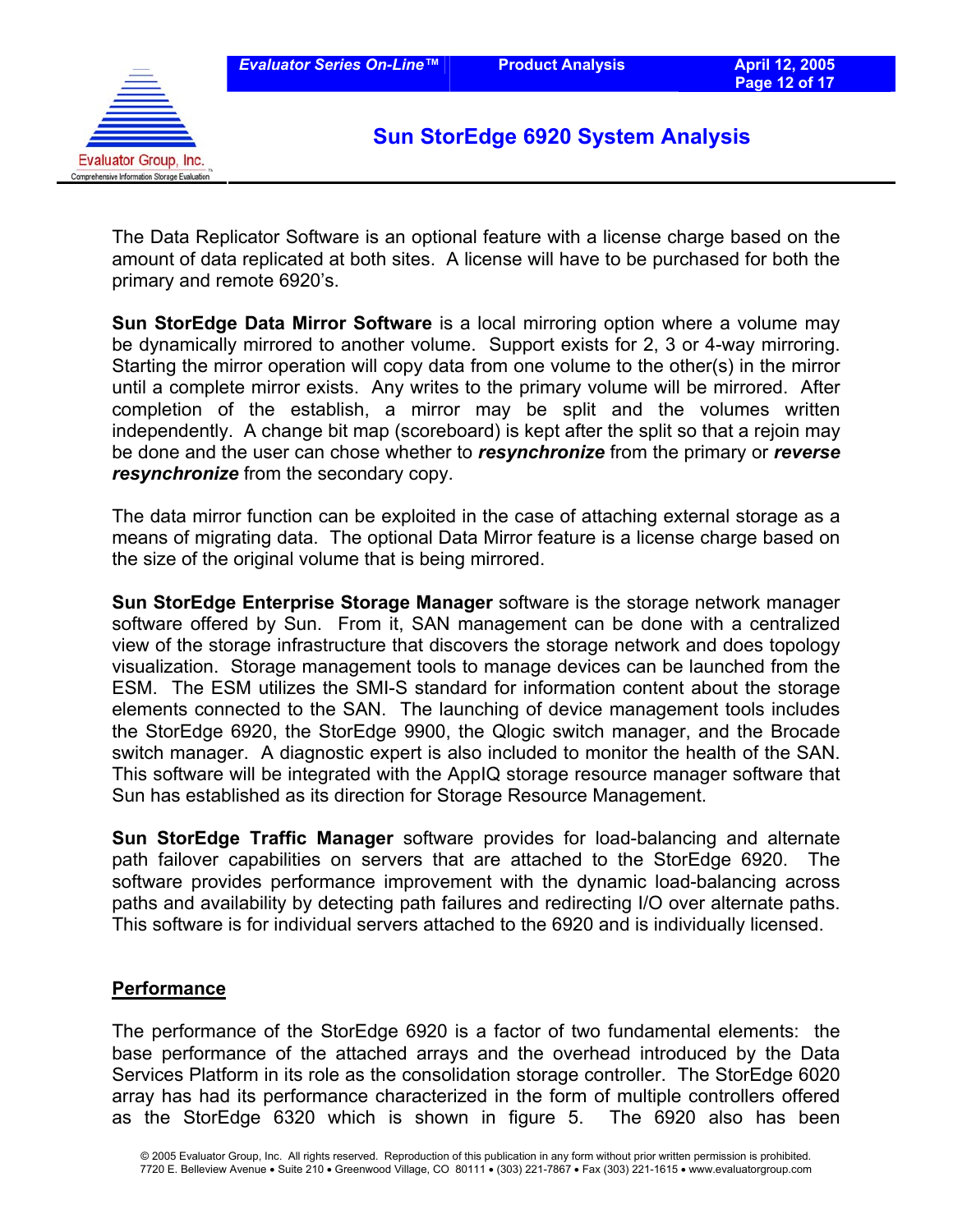The Data Replicator Software is an optional feature with a license charge based on the amount of data replicated at both sites. A license will have to be purchased for both the primary and remote 6920's.

**Sun StorEdge Data Mirror Software** is a local mirroring option where a volume may be dynamically mirrored to another volume. Support exists for 2, 3 or 4-way mirroring. Starting the mirror operation will copy data from one volume to the other(s) in the mirror until a complete mirror exists. Any writes to the primary volume will be mirrored. After completion of the establish, a mirror may be split and the volumes written independently. A change bit map (scoreboard) is kept after the split so that a rejoin may be done and the user can chose whether to ***resynchronize*** from the primary or ***reverse resynchronize*** from the secondary copy.

The data mirror function can be exploited in the case of attaching external storage as a means of migrating data. The optional Data Mirror feature is a license charge based on the size of the original volume that is being mirrored.

**Sun StorEdge Enterprise Storage Manager** software is the storage network manager software offered by Sun. From it, SAN management can be done with a centralized view of the storage infrastructure that discovers the storage network and does topology visualization. Storage management tools to manage devices can be launched from the ESM. The ESM utilizes the SMI-S standard for information content about the storage elements connected to the SAN. The launching of device management tools includes the StorEdge 6920, the StorEdge 9900, the Qlogic switch manager, and the Brocade switch manager. A diagnostic expert is also included to monitor the health of the SAN. This software will be integrated with the AppIQ storage resource manager software that Sun has established as its direction for Storage Resource Management.

**Sun StorEdge Traffic Manager** software provides for load-balancing and alternate path failover capabilities on servers that are attached to the StorEdge 6920. The software provides performance improvement with the dynamic load-balancing across paths and availability by detecting path failures and redirecting I/O over alternate paths. This software is for individual servers attached to the 6920 and is individually licensed.

## Performance

The performance of the StorEdge 6920 is a factor of two fundamental elements: the base performance of the attached arrays and the overhead introduced by the Data Services Platform in its role as the consolidation storage controller. The StorEdge 6020 array has had its performance characterized in the form of multiple controllers offered as the StorEdge 6320 which is shown in figure 5. The 6920 also has been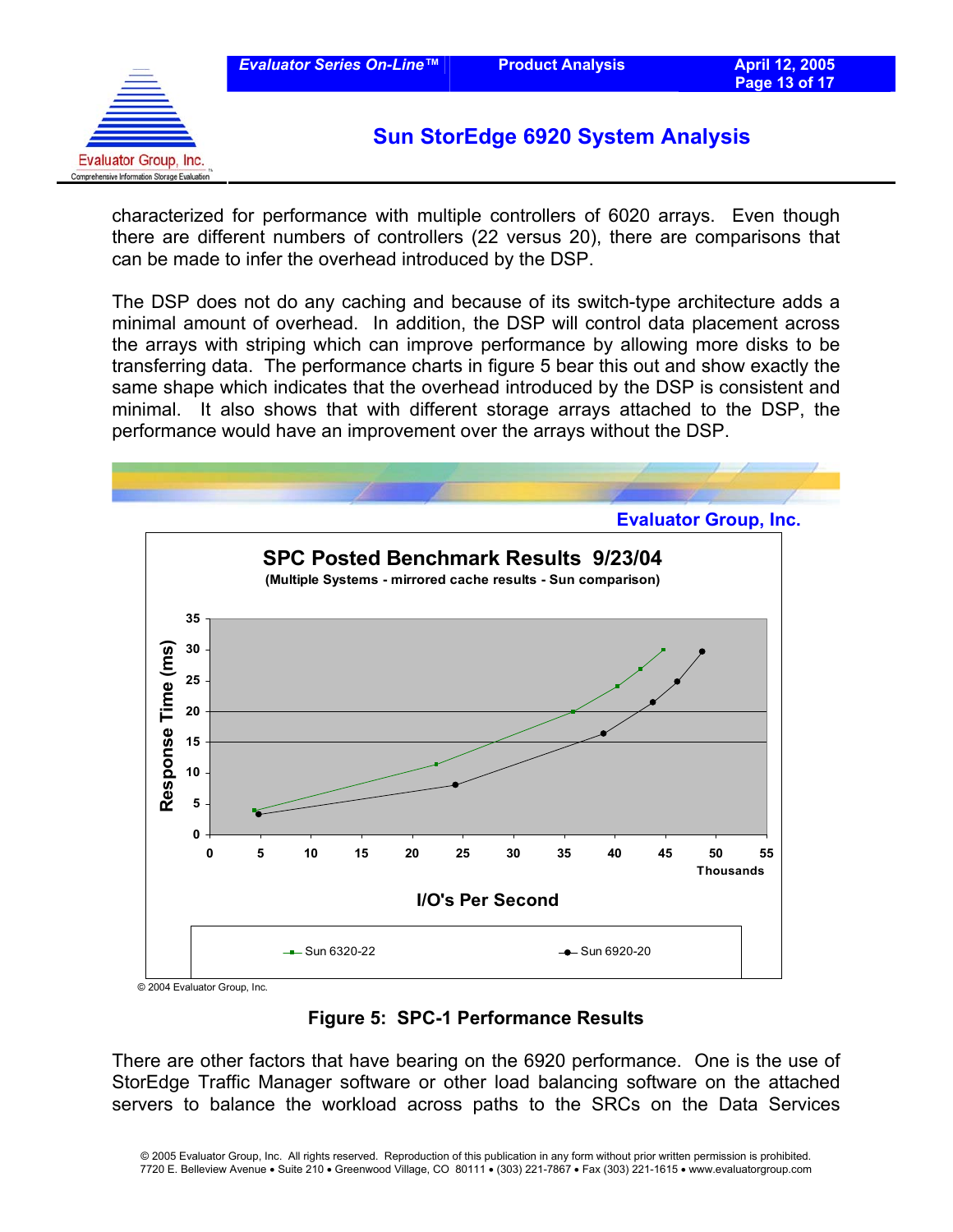characterized for performance with multiple controllers of 6020 arrays. Even though there are different numbers of controllers (22 versus 20), there are comparisons that can be made to infer the overhead introduced by the DSP.

The DSP does not do any caching and because of its switch-type architecture adds a minimal amount of overhead. In addition, the DSP will control data placement across the arrays with striping which can improve performance by allowing more disks to be transferring data. The performance charts in figure 5 bear this out and show exactly the same shape which indicates that the overhead introduced by the DSP is consistent and minimal. It also shows that with different storage arrays attached to the DSP, the performance would have an improvement over the arrays without the DSP.

Evaluator Group, Inc.

**SPC Posted Benchmark Results 9/23/04**

**(Multiple Systems - mirrored cache results - Sun comparison)**

© 2004 Evaluator Group, Inc.

**Figure 5: SPC-1 Performance Results**

There are other factors that have bearing on the 6920 performance. One is the use of StorEdge Traffic Manager software or other load balancing software on the attached servers to balance the workload across paths to the SRCs on the Data Services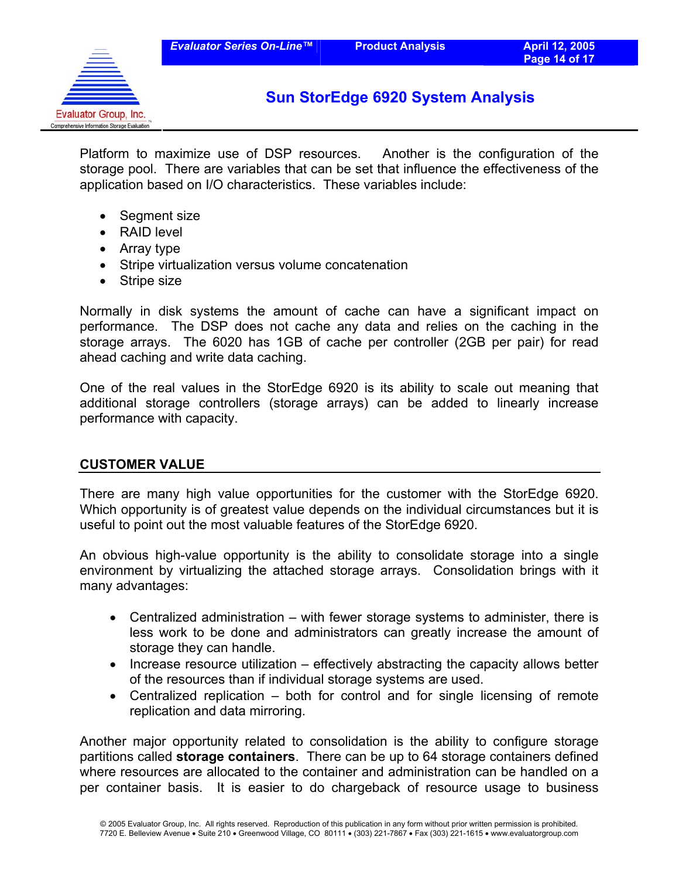Platform to maximize use of DSP resources. Another is the configuration of the storage pool. There are variables that can be set that influence the effectiveness of the application based on I/O characteristics. These variables include:

- Segment size
- RAID level
- Array type
- Stripe virtualization versus volume concatenation
- Stripe size

Normally in disk systems the amount of cache can have a significant impact on performance. The DSP does not cache any data and relies on the caching in the storage arrays. The 6020 has 1GB of cache per controller (2GB per pair) for read ahead caching and write data caching.

One of the real values in the StorEdge 6920 is its ability to scale out meaning that additional storage controllers (storage arrays) can be added to linearly increase performance with capacity.

## CUSTOMER VALUE

There are many high value opportunities for the customer with the StorEdge 6920. Which opportunity is of greatest value depends on the individual circumstances but it is useful to point out the most valuable features of the StorEdge 6920.

An obvious high-value opportunity is the ability to consolidate storage into a single environment by virtualizing the attached storage arrays. Consolidation brings with it many advantages:

- Centralized administration – with fewer storage systems to administer, there is less work to be done and administrators can greatly increase the amount of storage they can handle.
- Increase resource utilization – effectively abstracting the capacity allows better of the resources than if individual storage systems are used.
- Centralized replication – both for control and for single licensing of remote replication and data mirroring.

Another major opportunity related to consolidation is the ability to configure storage partitions called **storage containers**. There can be up to 64 storage containers defined where resources are allocated to the container and administration can be handled on a per container basis. It is easier to do chargeback of resource usage to business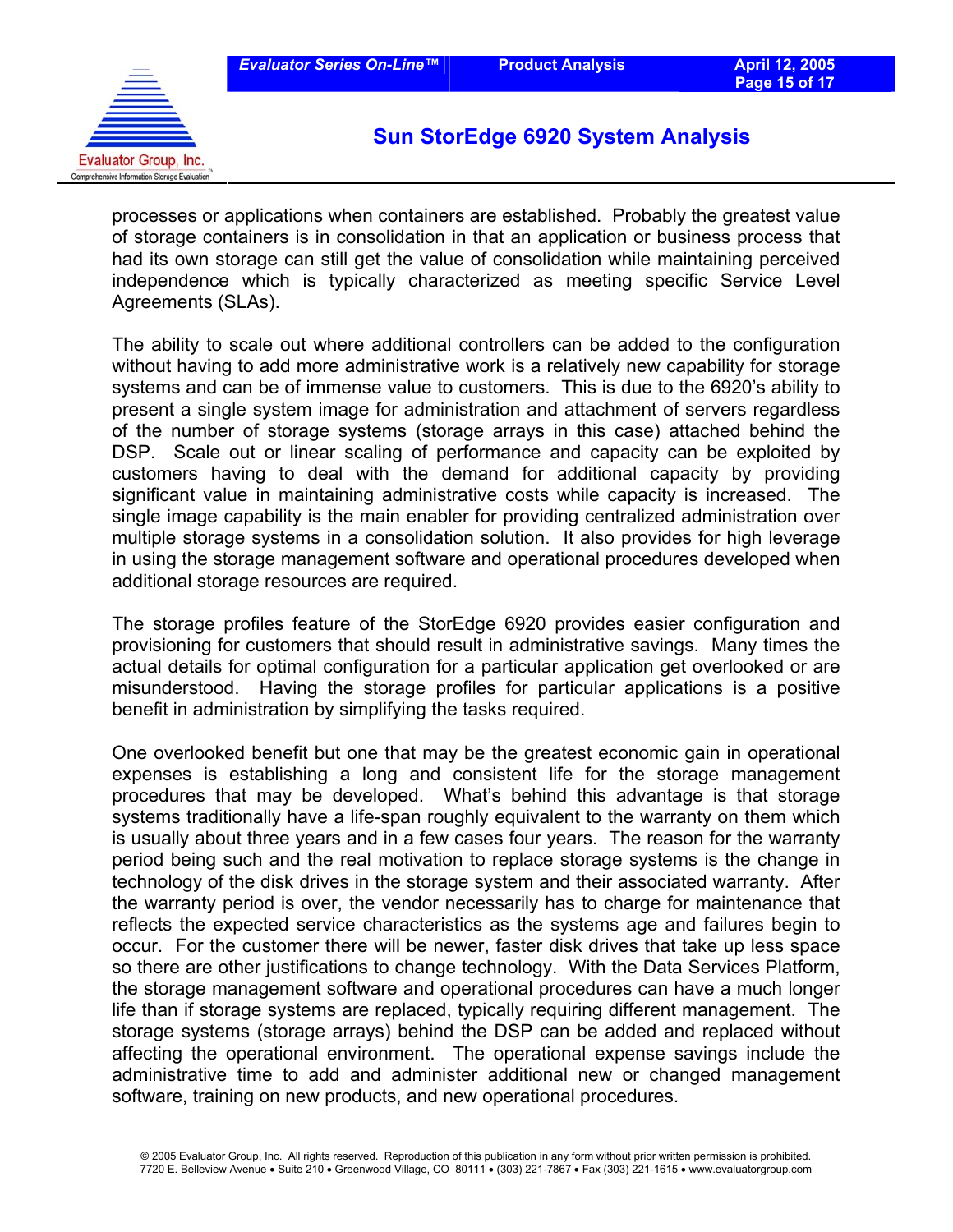processes or applications when containers are established. Probably the greatest value of storage containers is in consolidation in that an application or business process that had its own storage can still get the value of consolidation while maintaining perceived independence which is typically characterized as meeting specific Service Level Agreements (SLAs).

The ability to scale out where additional controllers can be added to the configuration without having to add more administrative work is a relatively new capability for storage systems and can be of immense value to customers. This is due to the 6920's ability to present a single system image for administration and attachment of servers regardless of the number of storage systems (storage arrays in this case) attached behind the DSP. Scale out or linear scaling of performance and capacity can be exploited by customers having to deal with the demand for additional capacity by providing significant value in maintaining administrative costs while capacity is increased. The single image capability is the main enabler for providing centralized administration over multiple storage systems in a consolidation solution. It also provides for high leverage in using the storage management software and operational procedures developed when additional storage resources are required.

The storage profiles feature of the StorEdge 6920 provides easier configuration and provisioning for customers that should result in administrative savings. Many times the actual details for optimal configuration for a particular application get overlooked or are misunderstood. Having the storage profiles for particular applications is a positive benefit in administration by simplifying the tasks required.

One overlooked benefit but one that may be the greatest economic gain in operational expenses is establishing a long and consistent life for the storage management procedures that may be developed. What's behind this advantage is that storage systems traditionally have a life-span roughly equivalent to the warranty on them which is usually about three years and in a few cases four years. The reason for the warranty period being such and the real motivation to replace storage systems is the change in technology of the disk drives in the storage system and their associated warranty. After the warranty period is over, the vendor necessarily has to charge for maintenance that reflects the expected service characteristics as the systems age and failures begin to occur. For the customer there will be newer, faster disk drives that take up less space so there are other justifications to change technology. With the Data Services Platform, the storage management software and operational procedures can have a much longer life than if storage systems are replaced, typically requiring different management. The storage systems (storage arrays) behind the DSP can be added and replaced without affecting the operational environment. The operational expense savings include the administrative time to add and administer additional new or changed management software, training on new products, and new operational procedures.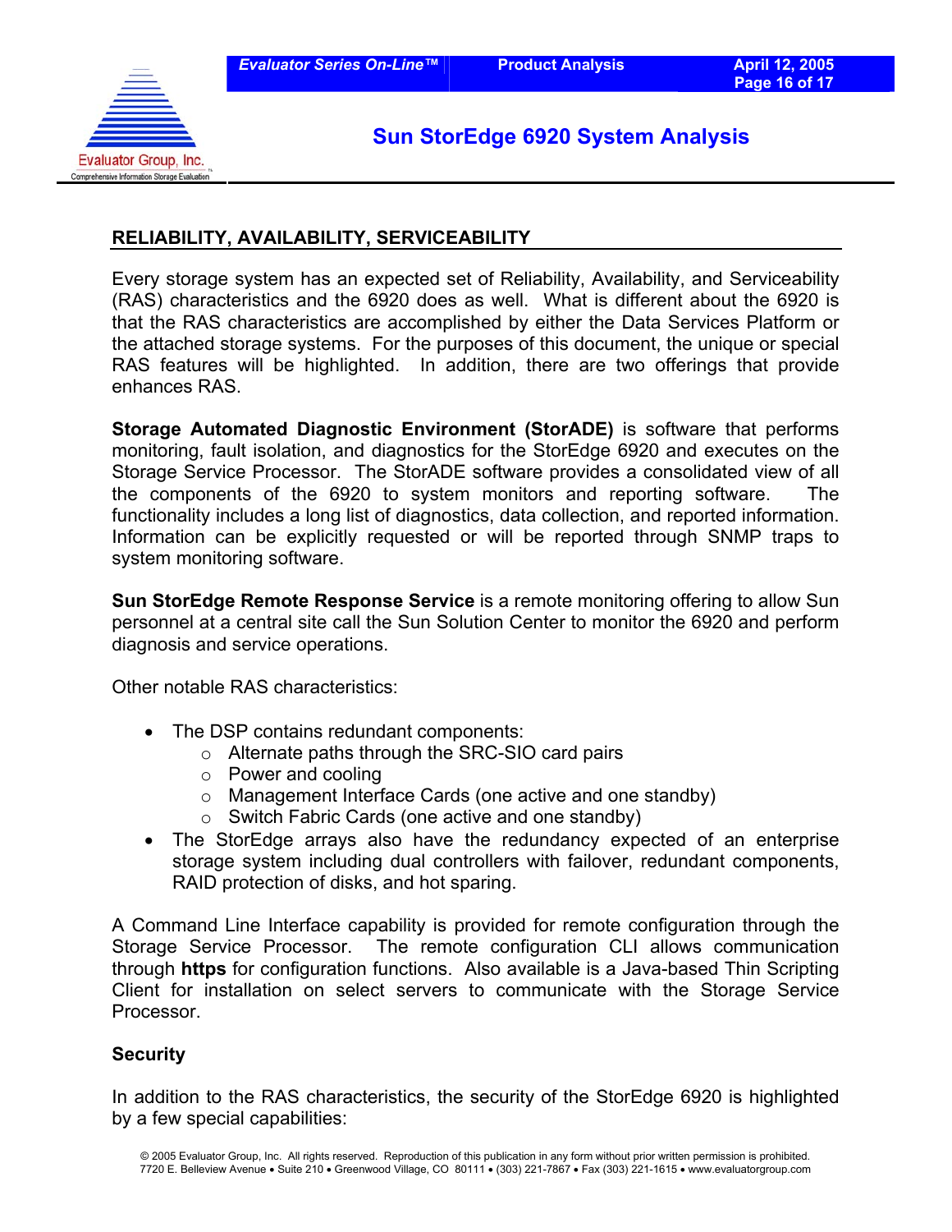## RELIABILITY, AVAILABILITY, SERVICEABILITY

Every storage system has an expected set of Reliability, Availability, and Serviceability (RAS) characteristics and the 6920 does as well. What is different about the 6920 is that the RAS characteristics are accomplished by either the Data Services Platform or the attached storage systems. For the purposes of this document, the unique or special RAS features will be highlighted. In addition, there are two offerings that provide enhances RAS.

**Storage Automated Diagnostic Environment (StorADE)** is software that performs monitoring, fault isolation, and diagnostics for the StorEdge 6920 and executes on the Storage Service Processor. The StorADE software provides a consolidated view of all the components of the 6920 to system monitors and reporting software. The functionality includes a long list of diagnostics, data collection, and reported information. Information can be explicitly requested or will be reported through SNMP traps to system monitoring software.

**Sun StorEdge Remote Response Service** is a remote monitoring offering to allow Sun personnel at a central site call the Sun Solution Center to monitor the 6920 and perform diagnosis and service operations.

Other notable RAS characteristics:

- The DSP contains redundant components:
  - Alternate paths through the SRC-SIO card pairs
  - Power and cooling
  - Management Interface Cards (one active and one standby)
  - Switch Fabric Cards (one active and one standby)
- The StorEdge arrays also have the redundancy expected of an enterprise storage system including dual controllers with failover, redundant components, RAID protection of disks, and hot sparing.

A Command Line Interface capability is provided for remote configuration through the Storage Service Processor. The remote configuration CLI allows communication through **https** for configuration functions. Also available is a Java-based Thin Scripting Client for installation on select servers to communicate with the Storage Service Processor.

### Security

In addition to the RAS characteristics, the security of the StorEdge 6920 is highlighted by a few special capabilities: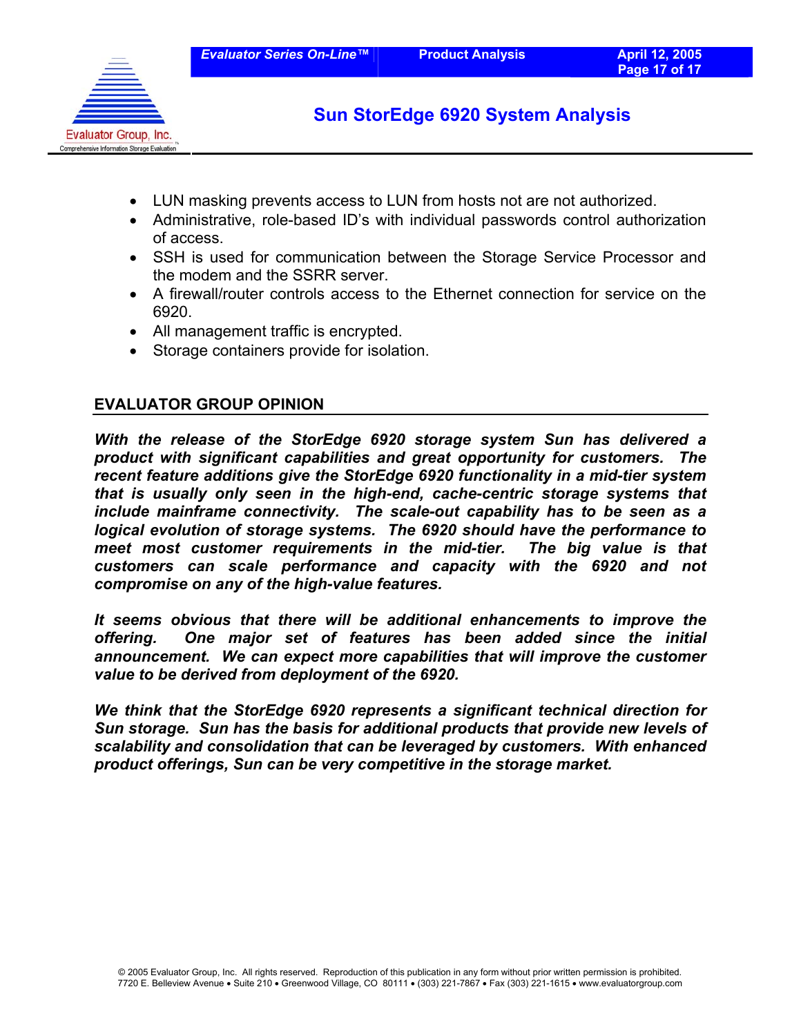- LUN masking prevents access to LUN from hosts not are not authorized.
- Administrative, role-based ID's with individual passwords control authorization of access.
- SSH is used for communication between the Storage Service Processor and the modem and the SSRR server.
- A firewall/router controls access to the Ethernet connection for service on the 6920.
- All management traffic is encrypted.
- Storage containers provide for isolation.

## EVALUATOR GROUP OPINION

***With the release of the StorEdge 6920 storage system Sun has delivered a product with significant capabilities and great opportunity for customers. The recent feature additions give the StorEdge 6920 functionality in a mid-tier system that is usually only seen in the high-end, cache-centric storage systems that include mainframe connectivity. The scale-out capability has to be seen as a logical evolution of storage systems. The 6920 should have the performance to meet most customer requirements in the mid-tier. The big value is that customers can scale performance and capacity with the 6920 and not compromise on any of the high-value features.***

***It seems obvious that there will be additional enhancements to improve the offering. One major set of features has been added since the initial announcement. We can expect more capabilities that will improve the customer value to be derived from deployment of the 6920.***

***We think that the StorEdge 6920 represents a significant technical direction for Sun storage. Sun has the basis for additional products that provide new levels of scalability and consolidation that can be leveraged by customers. With enhanced product offerings, Sun can be very competitive in the storage market.***